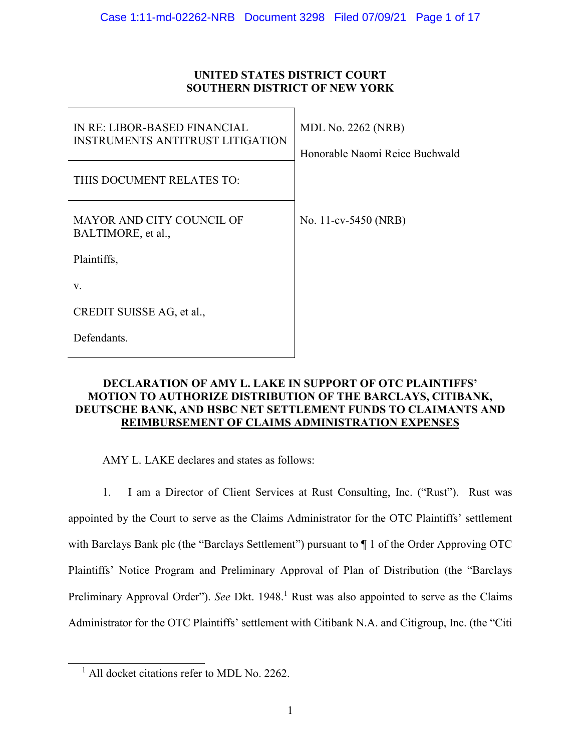**UNITED STATES DISTRICT COURT**
**SOUTHERN DISTRICT OF NEW YORK**

| | |
|---|---|
| IN RE: LIBOR-BASED FINANCIAL INSTRUMENTS ANTITRUST LITIGATION | MDL No. 2262 (NRB)<br><br>Honorable Naomi Reice Buchwald |
| THIS DOCUMENT RELATES TO: | |
| MAYOR AND CITY COUNCIL OF BALTIMORE, et al.,<br><br>Plaintiffs,<br><br>v.<br><br>CREDIT SUISSE AG, et al.,<br><br>Defendants. | No. 11-cv-5450 (NRB) |

**DECLARATION OF AMY L. LAKE IN SUPPORT OF OTC PLAINTIFFS' MOTION TO AUTHORIZE DISTRIBUTION OF THE BARCLAYS, CITIBANK, DEUTSCHE BANK, AND HSBC NET SETTLEMENT FUNDS TO CLAIMANTS AND REIMBURSEMENT OF CLAIMS ADMINISTRATION EXPENSES**

AMY L. LAKE declares and states as follows:

1. I am a Director of Client Services at Rust Consulting, Inc. ("Rust"). Rust was appointed by the Court to serve as the Claims Administrator for the OTC Plaintiffs' settlement with Barclays Bank plc (the "Barclays Settlement") pursuant to ¶ 1 of the Order Approving OTC Plaintiffs' Notice Program and Preliminary Approval of Plan of Distribution (the "Barclays Preliminary Approval Order"). *See* Dkt. 1948.[1] Rust was also appointed to serve as the Claims Administrator for the OTC Plaintiffs' settlement with Citibank N.A. and Citigroup, Inc. (the "Citi

[1] All docket citations refer to MDL No. 2262.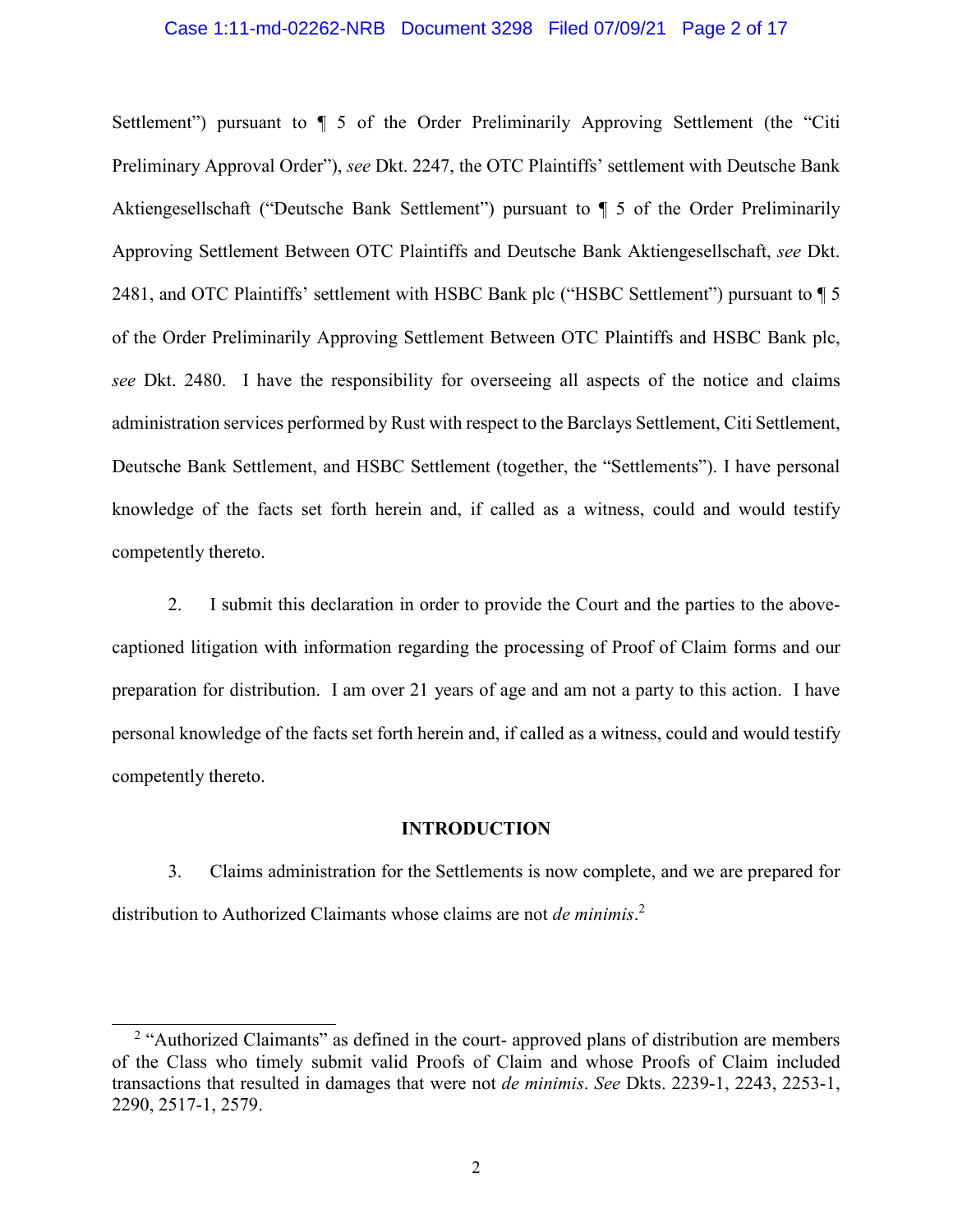Settlement") pursuant to ¶ 5 of the Order Preliminarily Approving Settlement (the "Citi Preliminary Approval Order"), *see* Dkt. 2247, the OTC Plaintiffs' settlement with Deutsche Bank Aktiengesellschaft ("Deutsche Bank Settlement") pursuant to ¶ 5 of the Order Preliminarily Approving Settlement Between OTC Plaintiffs and Deutsche Bank Aktiengesellschaft, *see* Dkt. 2481, and OTC Plaintiffs' settlement with HSBC Bank plc ("HSBC Settlement") pursuant to ¶ 5 of the Order Preliminarily Approving Settlement Between OTC Plaintiffs and HSBC Bank plc, *see* Dkt. 2480. I have the responsibility for overseeing all aspects of the notice and claims administration services performed by Rust with respect to the Barclays Settlement, Citi Settlement, Deutsche Bank Settlement, and HSBC Settlement (together, the "Settlements"). I have personal knowledge of the facts set forth herein and, if called as a witness, could and would testify competently thereto.

2. I submit this declaration in order to provide the Court and the parties to the above-captioned litigation with information regarding the processing of Proof of Claim forms and our preparation for distribution. I am over 21 years of age and am not a party to this action. I have personal knowledge of the facts set forth herein and, if called as a witness, could and would testify competently thereto.

## INTRODUCTION

3. Claims administration for the Settlements is now complete, and we are prepared for distribution to Authorized Claimants whose claims are not *de minimis*.[2]

[2] "Authorized Claimants" as defined in the court- approved plans of distribution are members of the Class who timely submit valid Proofs of Claim and whose Proofs of Claim included transactions that resulted in damages that were not *de minimis*. *See* Dkts. 2239-1, 2243, 2253-1, 2290, 2517-1, 2579.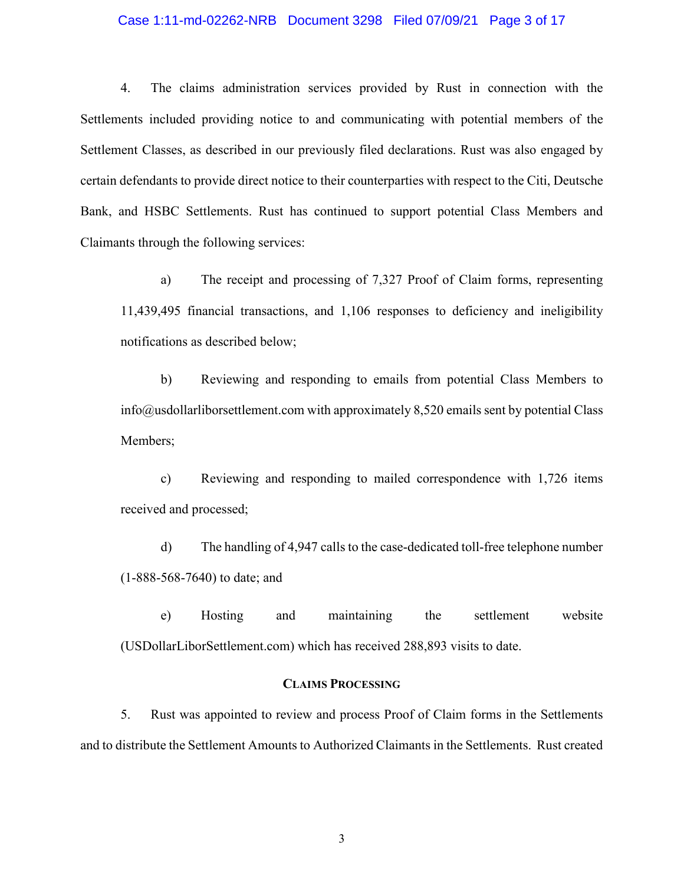4. The claims administration services provided by Rust in connection with the Settlements included providing notice to and communicating with potential members of the Settlement Classes, as described in our previously filed declarations. Rust was also engaged by certain defendants to provide direct notice to their counterparties with respect to the Citi, Deutsche Bank, and HSBC Settlements. Rust has continued to support potential Class Members and Claimants through the following services:

   a) The receipt and processing of 7,327 Proof of Claim forms, representing 11,439,495 financial transactions, and 1,106 responses to deficiency and ineligibility notifications as described below;

   b) Reviewing and responding to emails from potential Class Members to info@usdollarliborsettlement.com with approximately 8,520 emails sent by potential Class Members;

   c) Reviewing and responding to mailed correspondence with 1,726 items received and processed;

   d) The handling of 4,947 calls to the case-dedicated toll-free telephone number (1-888-568-7640) to date; and

   e) Hosting and maintaining the settlement website (USDollarLiborSettlement.com) which has received 288,893 visits to date.

## Claims Processing

5. Rust was appointed to review and process Proof of Claim forms in the Settlements and to distribute the Settlement Amounts to Authorized Claimants in the Settlements. Rust created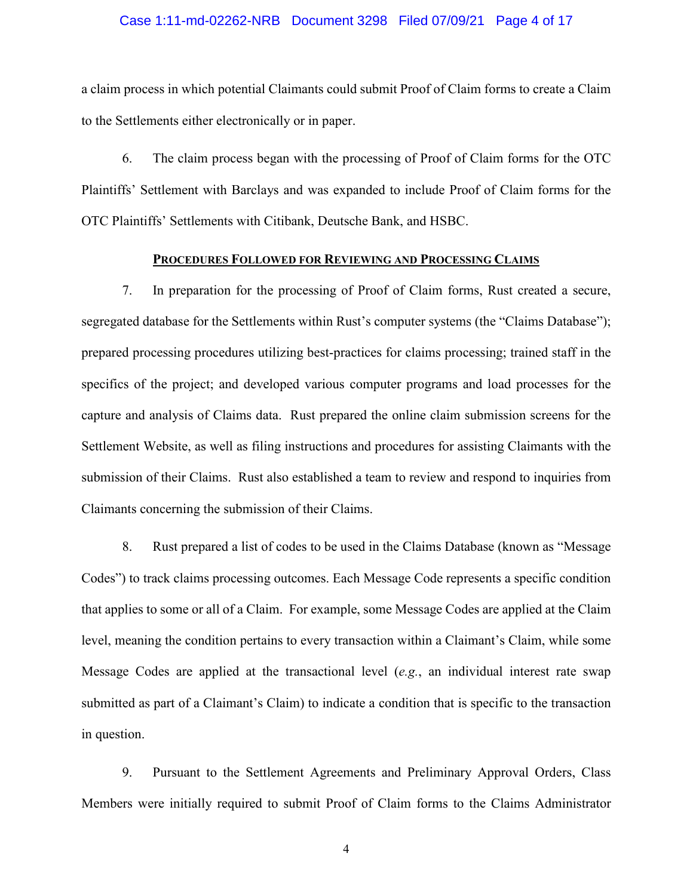a claim process in which potential Claimants could submit Proof of Claim forms to create a Claim to the Settlements either electronically or in paper.

6. The claim process began with the processing of Proof of Claim forms for the OTC Plaintiffs' Settlement with Barclays and was expanded to include Proof of Claim forms for the OTC Plaintiffs' Settlements with Citibank, Deutsche Bank, and HSBC.

## PROCEDURES FOLLOWED FOR REVIEWING AND PROCESSING CLAIMS

7. In preparation for the processing of Proof of Claim forms, Rust created a secure, segregated database for the Settlements within Rust's computer systems (the "Claims Database"); prepared processing procedures utilizing best-practices for claims processing; trained staff in the specifics of the project; and developed various computer programs and load processes for the capture and analysis of Claims data. Rust prepared the online claim submission screens for the Settlement Website, as well as filing instructions and procedures for assisting Claimants with the submission of their Claims. Rust also established a team to review and respond to inquiries from Claimants concerning the submission of their Claims.

8. Rust prepared a list of codes to be used in the Claims Database (known as "Message Codes") to track claims processing outcomes. Each Message Code represents a specific condition that applies to some or all of a Claim. For example, some Message Codes are applied at the Claim level, meaning the condition pertains to every transaction within a Claimant's Claim, while some Message Codes are applied at the transactional level (*e.g.*, an individual interest rate swap submitted as part of a Claimant's Claim) to indicate a condition that is specific to the transaction in question.

9. Pursuant to the Settlement Agreements and Preliminary Approval Orders, Class Members were initially required to submit Proof of Claim forms to the Claims Administrator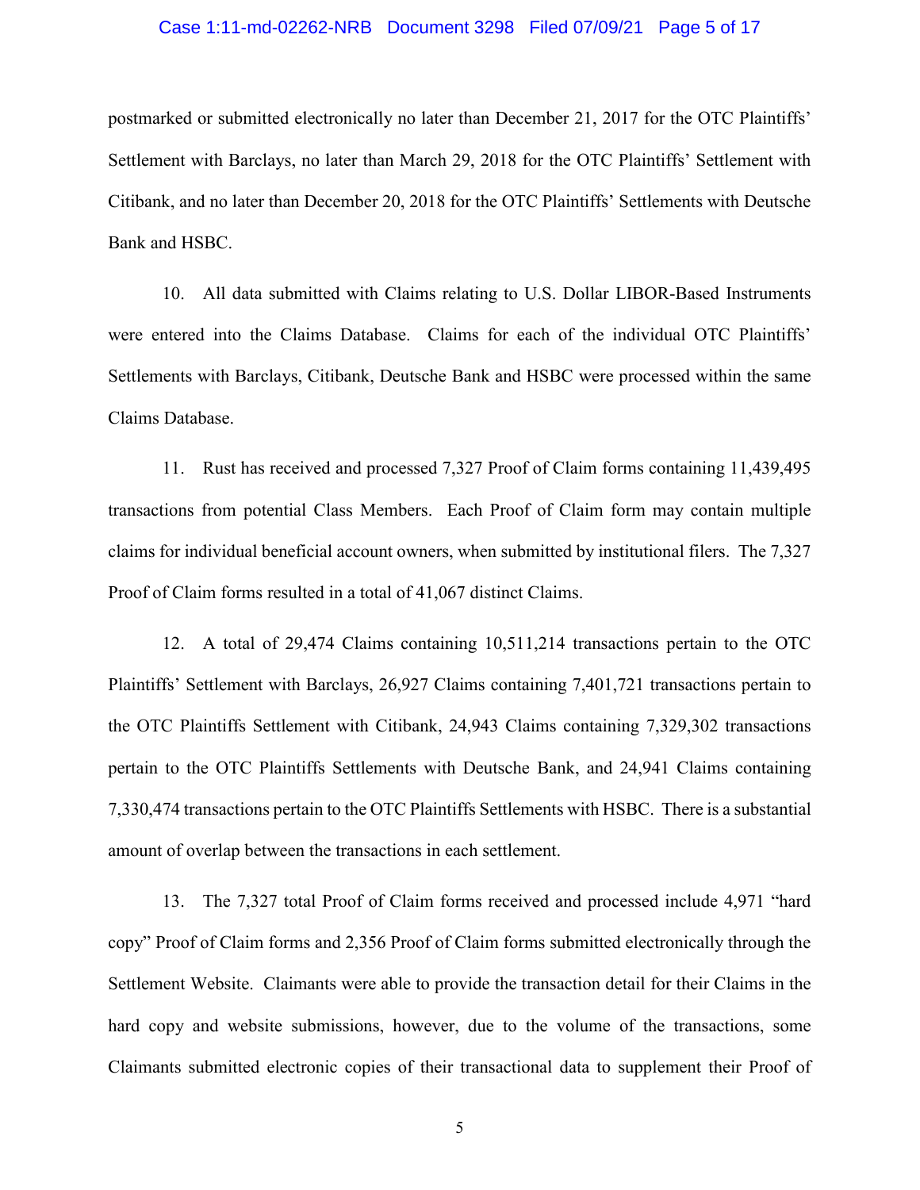postmarked or submitted electronically no later than December 21, 2017 for the OTC Plaintiffs' Settlement with Barclays, no later than March 29, 2018 for the OTC Plaintiffs' Settlement with Citibank, and no later than December 20, 2018 for the OTC Plaintiffs' Settlements with Deutsche Bank and HSBC.

10. All data submitted with Claims relating to U.S. Dollar LIBOR-Based Instruments were entered into the Claims Database. Claims for each of the individual OTC Plaintiffs' Settlements with Barclays, Citibank, Deutsche Bank and HSBC were processed within the same Claims Database.

11. Rust has received and processed 7,327 Proof of Claim forms containing 11,439,495 transactions from potential Class Members. Each Proof of Claim form may contain multiple claims for individual beneficial account owners, when submitted by institutional filers. The 7,327 Proof of Claim forms resulted in a total of 41,067 distinct Claims.

12. A total of 29,474 Claims containing 10,511,214 transactions pertain to the OTC Plaintiffs' Settlement with Barclays, 26,927 Claims containing 7,401,721 transactions pertain to the OTC Plaintiffs Settlement with Citibank, 24,943 Claims containing 7,329,302 transactions pertain to the OTC Plaintiffs Settlements with Deutsche Bank, and 24,941 Claims containing 7,330,474 transactions pertain to the OTC Plaintiffs Settlements with HSBC. There is a substantial amount of overlap between the transactions in each settlement.

13. The 7,327 total Proof of Claim forms received and processed include 4,971 "hard copy" Proof of Claim forms and 2,356 Proof of Claim forms submitted electronically through the Settlement Website. Claimants were able to provide the transaction detail for their Claims in the hard copy and website submissions, however, due to the volume of the transactions, some Claimants submitted electronic copies of their transactional data to supplement their Proof of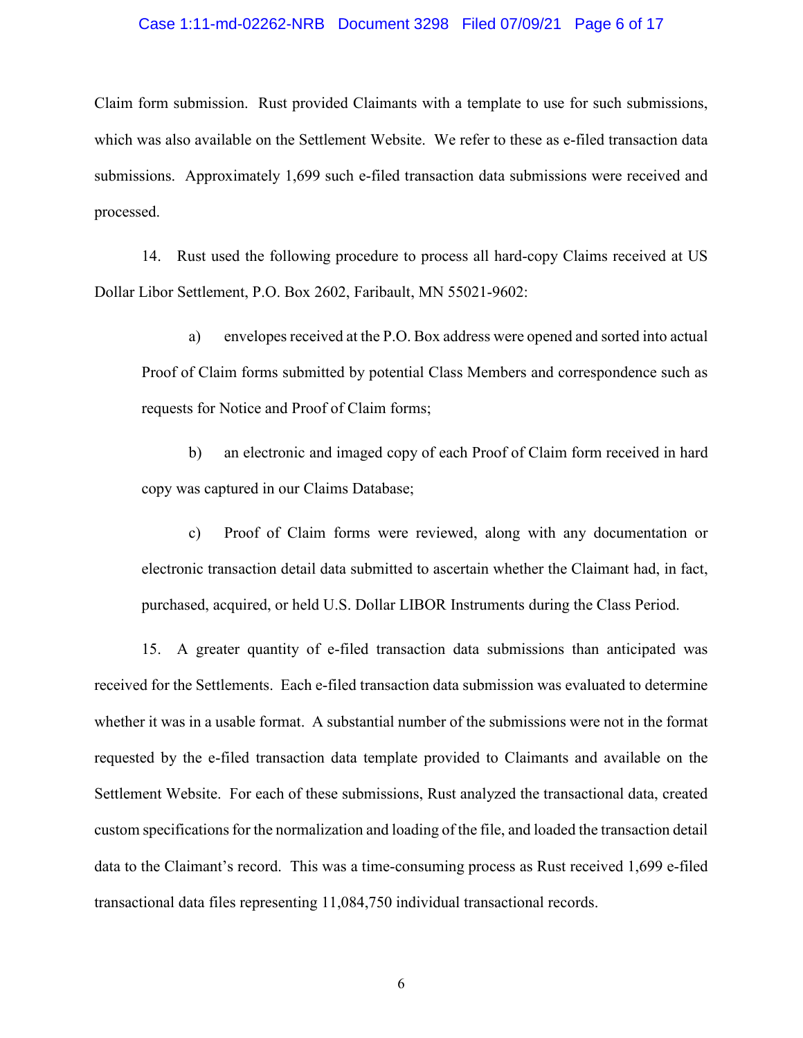Claim form submission. Rust provided Claimants with a template to use for such submissions, which was also available on the Settlement Website. We refer to these as e-filed transaction data submissions. Approximately 1,699 such e-filed transaction data submissions were received and processed.

14. Rust used the following procedure to process all hard-copy Claims received at US Dollar Libor Settlement, P.O. Box 2602, Faribault, MN 55021-9602:

a) envelopes received at the P.O. Box address were opened and sorted into actual Proof of Claim forms submitted by potential Class Members and correspondence such as requests for Notice and Proof of Claim forms;

b) an electronic and imaged copy of each Proof of Claim form received in hard copy was captured in our Claims Database;

c) Proof of Claim forms were reviewed, along with any documentation or electronic transaction detail data submitted to ascertain whether the Claimant had, in fact, purchased, acquired, or held U.S. Dollar LIBOR Instruments during the Class Period.

15. A greater quantity of e-filed transaction data submissions than anticipated was received for the Settlements. Each e-filed transaction data submission was evaluated to determine whether it was in a usable format. A substantial number of the submissions were not in the format requested by the e-filed transaction data template provided to Claimants and available on the Settlement Website. For each of these submissions, Rust analyzed the transactional data, created custom specifications for the normalization and loading of the file, and loaded the transaction detail data to the Claimant's record. This was a time-consuming process as Rust received 1,699 e-filed transactional data files representing 11,084,750 individual transactional records.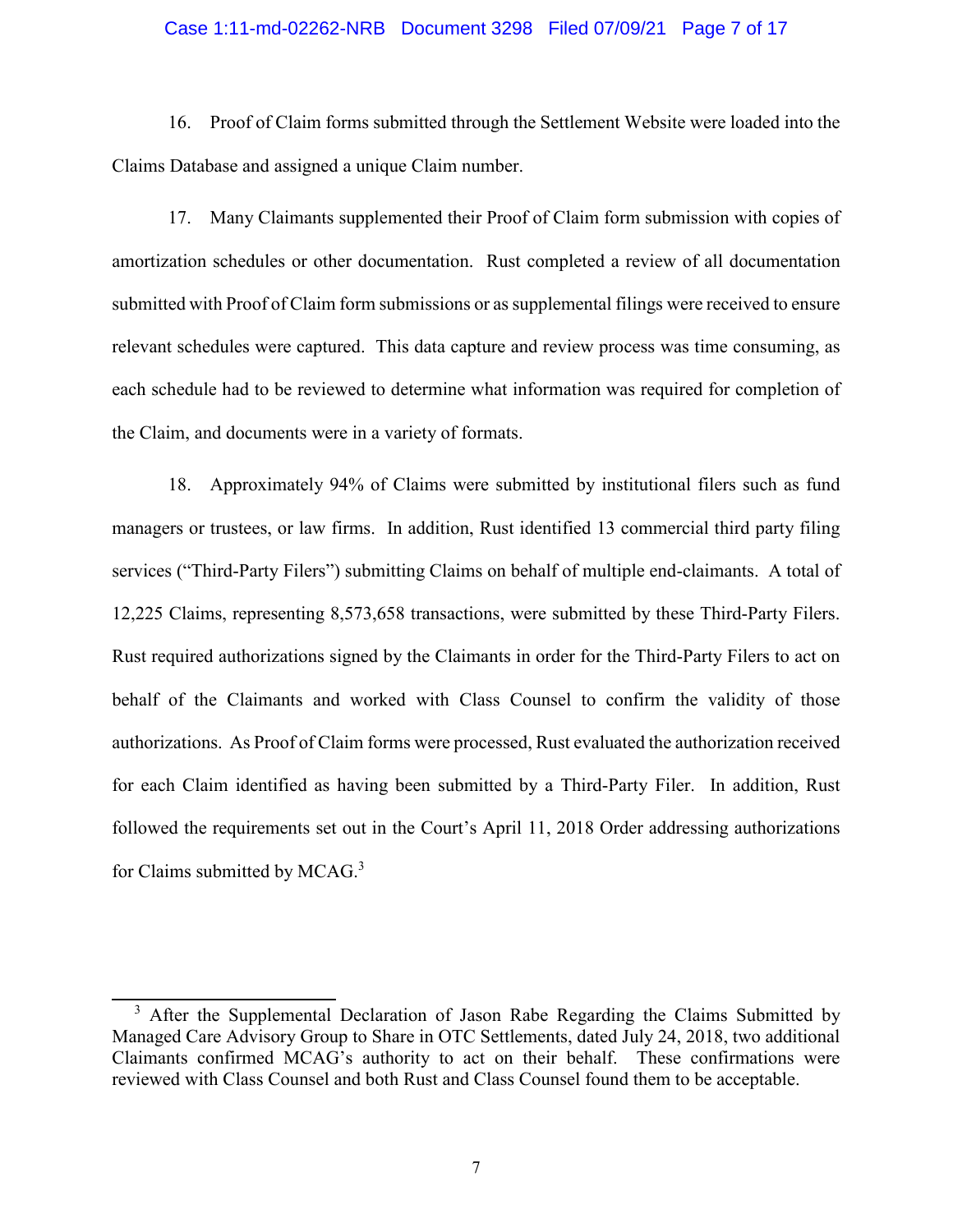16. Proof of Claim forms submitted through the Settlement Website were loaded into the Claims Database and assigned a unique Claim number.

17. Many Claimants supplemented their Proof of Claim form submission with copies of amortization schedules or other documentation. Rust completed a review of all documentation submitted with Proof of Claim form submissions or as supplemental filings were received to ensure relevant schedules were captured. This data capture and review process was time consuming, as each schedule had to be reviewed to determine what information was required for completion of the Claim, and documents were in a variety of formats.

18. Approximately 94% of Claims were submitted by institutional filers such as fund managers or trustees, or law firms. In addition, Rust identified 13 commercial third party filing services ("Third-Party Filers") submitting Claims on behalf of multiple end-claimants. A total of 12,225 Claims, representing 8,573,658 transactions, were submitted by these Third-Party Filers. Rust required authorizations signed by the Claimants in order for the Third-Party Filers to act on behalf of the Claimants and worked with Class Counsel to confirm the validity of those authorizations. As Proof of Claim forms were processed, Rust evaluated the authorization received for each Claim identified as having been submitted by a Third-Party Filer. In addition, Rust followed the requirements set out in the Court's April 11, 2018 Order addressing authorizations for Claims submitted by MCAG.[3]

[3] After the Supplemental Declaration of Jason Rabe Regarding the Claims Submitted by Managed Care Advisory Group to Share in OTC Settlements, dated July 24, 2018, two additional Claimants confirmed MCAG's authority to act on their behalf. These confirmations were reviewed with Class Counsel and both Rust and Class Counsel found them to be acceptable.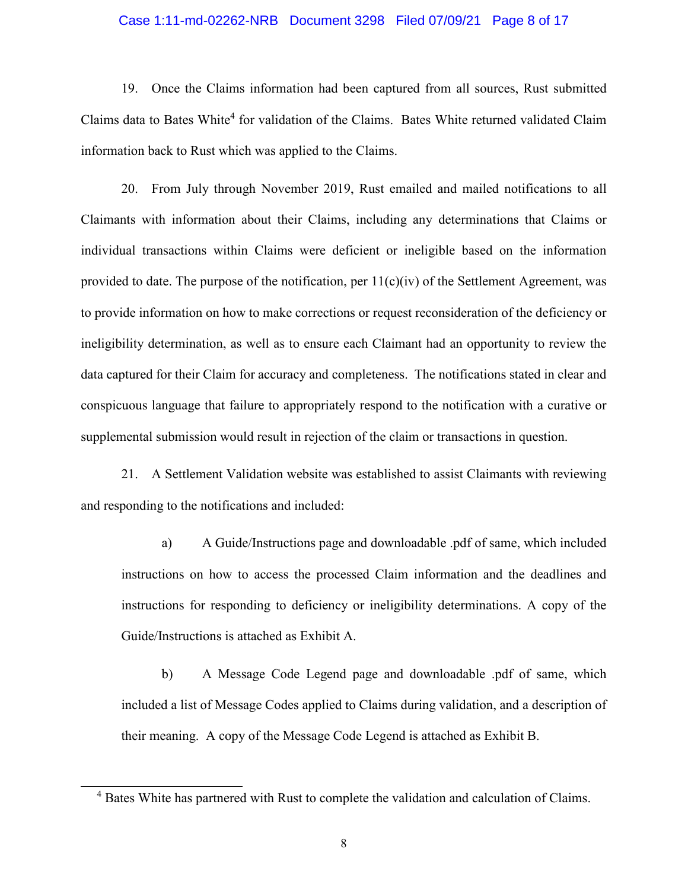19. Once the Claims information had been captured from all sources, Rust submitted Claims data to Bates White[4] for validation of the Claims. Bates White returned validated Claim information back to Rust which was applied to the Claims.

20. From July through November 2019, Rust emailed and mailed notifications to all Claimants with information about their Claims, including any determinations that Claims or individual transactions within Claims were deficient or ineligible based on the information provided to date. The purpose of the notification, per 11(c)(iv) of the Settlement Agreement, was to provide information on how to make corrections or request reconsideration of the deficiency or ineligibility determination, as well as to ensure each Claimant had an opportunity to review the data captured for their Claim for accuracy and completeness. The notifications stated in clear and conspicuous language that failure to appropriately respond to the notification with a curative or supplemental submission would result in rejection of the claim or transactions in question.

21. A Settlement Validation website was established to assist Claimants with reviewing and responding to the notifications and included:

> a) A Guide/Instructions page and downloadable .pdf of same, which included instructions on how to access the processed Claim information and the deadlines and instructions for responding to deficiency or ineligibility determinations. A copy of the Guide/Instructions is attached as Exhibit A.
>
> b) A Message Code Legend page and downloadable .pdf of same, which included a list of Message Codes applied to Claims during validation, and a description of their meaning. A copy of the Message Code Legend is attached as Exhibit B.

---

[4] Bates White has partnered with Rust to complete the validation and calculation of Claims.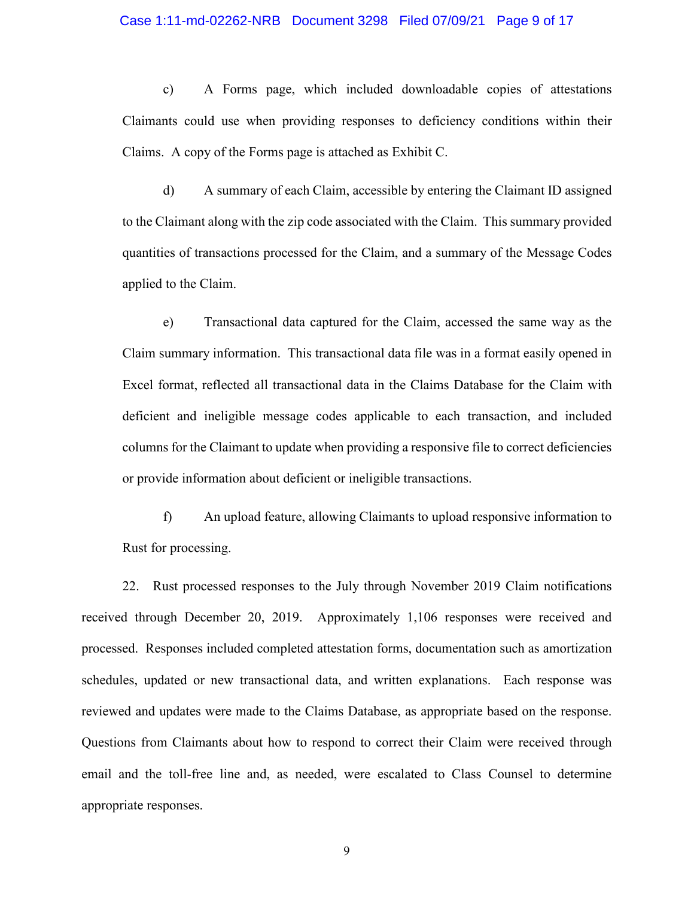c) A Forms page, which included downloadable copies of attestations Claimants could use when providing responses to deficiency conditions within their Claims. A copy of the Forms page is attached as Exhibit C.

d) A summary of each Claim, accessible by entering the Claimant ID assigned to the Claimant along with the zip code associated with the Claim. This summary provided quantities of transactions processed for the Claim, and a summary of the Message Codes applied to the Claim.

e) Transactional data captured for the Claim, accessed the same way as the Claim summary information. This transactional data file was in a format easily opened in Excel format, reflected all transactional data in the Claims Database for the Claim with deficient and ineligible message codes applicable to each transaction, and included columns for the Claimant to update when providing a responsive file to correct deficiencies or provide information about deficient or ineligible transactions.

f) An upload feature, allowing Claimants to upload responsive information to Rust for processing.

22. Rust processed responses to the July through November 2019 Claim notifications received through December 20, 2019. Approximately 1,106 responses were received and processed. Responses included completed attestation forms, documentation such as amortization schedules, updated or new transactional data, and written explanations. Each response was reviewed and updates were made to the Claims Database, as appropriate based on the response. Questions from Claimants about how to respond to correct their Claim were received through email and the toll-free line and, as needed, were escalated to Class Counsel to determine appropriate responses.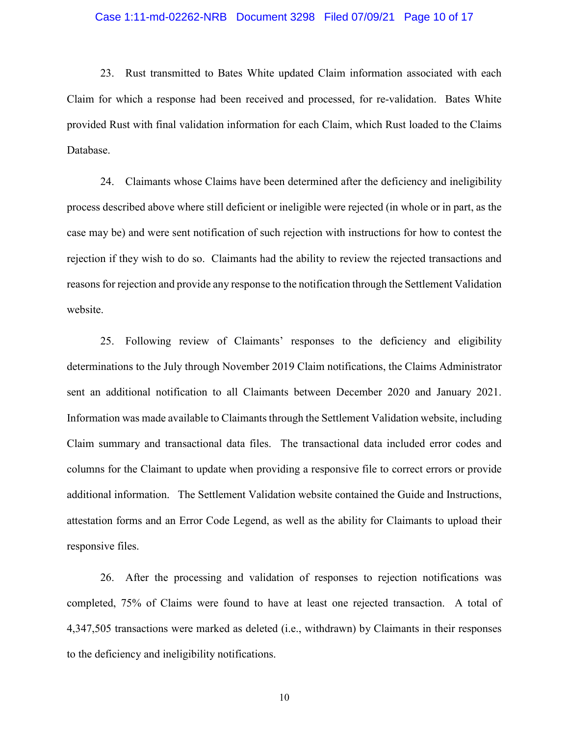23. Rust transmitted to Bates White updated Claim information associated with each Claim for which a response had been received and processed, for re-validation. Bates White provided Rust with final validation information for each Claim, which Rust loaded to the Claims Database.

24. Claimants whose Claims have been determined after the deficiency and ineligibility process described above where still deficient or ineligible were rejected (in whole or in part, as the case may be) and were sent notification of such rejection with instructions for how to contest the rejection if they wish to do so. Claimants had the ability to review the rejected transactions and reasons for rejection and provide any response to the notification through the Settlement Validation website.

25. Following review of Claimants' responses to the deficiency and eligibility determinations to the July through November 2019 Claim notifications, the Claims Administrator sent an additional notification to all Claimants between December 2020 and January 2021. Information was made available to Claimants through the Settlement Validation website, including Claim summary and transactional data files. The transactional data included error codes and columns for the Claimant to update when providing a responsive file to correct errors or provide additional information. The Settlement Validation website contained the Guide and Instructions, attestation forms and an Error Code Legend, as well as the ability for Claimants to upload their responsive files.

26. After the processing and validation of responses to rejection notifications was completed, 75% of Claims were found to have at least one rejected transaction. A total of 4,347,505 transactions were marked as deleted (i.e., withdrawn) by Claimants in their responses to the deficiency and ineligibility notifications.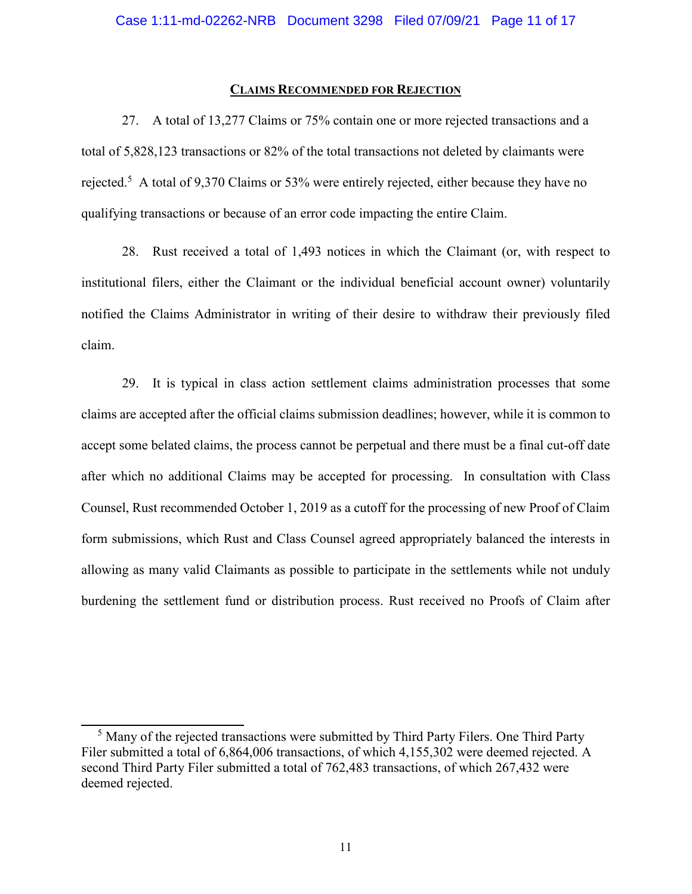## **Claims Recommended for Rejection**

27. A total of 13,277 Claims or 75% contain one or more rejected transactions and a total of 5,828,123 transactions or 82% of the total transactions not deleted by claimants were rejected.[5] A total of 9,370 Claims or 53% were entirely rejected, either because they have no qualifying transactions or because of an error code impacting the entire Claim.

28. Rust received a total of 1,493 notices in which the Claimant (or, with respect to institutional filers, either the Claimant or the individual beneficial account owner) voluntarily notified the Claims Administrator in writing of their desire to withdraw their previously filed claim.

29. It is typical in class action settlement claims administration processes that some claims are accepted after the official claims submission deadlines; however, while it is common to accept some belated claims, the process cannot be perpetual and there must be a final cut-off date after which no additional Claims may be accepted for processing. In consultation with Class Counsel, Rust recommended October 1, 2019 as a cutoff for the processing of new Proof of Claim form submissions, which Rust and Class Counsel agreed appropriately balanced the interests in allowing as many valid Claimants as possible to participate in the settlements while not unduly burdening the settlement fund or distribution process. Rust received no Proofs of Claim after

---

[5] Many of the rejected transactions were submitted by Third Party Filers. One Third Party Filer submitted a total of 6,864,006 transactions, of which 4,155,302 were deemed rejected. A second Third Party Filer submitted a total of 762,483 transactions, of which 267,432 were deemed rejected.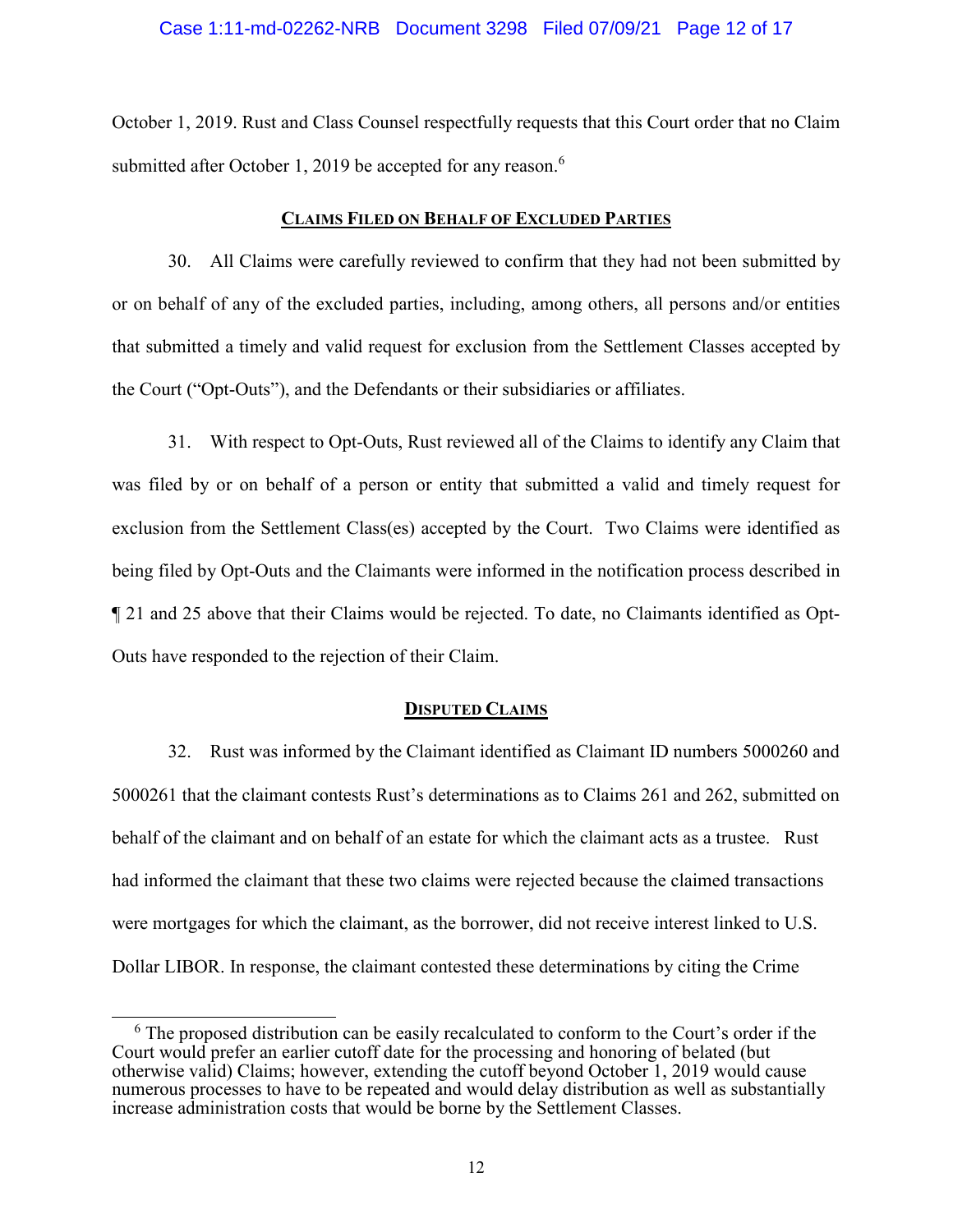October 1, 2019. Rust and Class Counsel respectfully requests that this Court order that no Claim submitted after October 1, 2019 be accepted for any reason.[6]

## CLAIMS FILED ON BEHALF OF EXCLUDED PARTIES

30. All Claims were carefully reviewed to confirm that they had not been submitted by or on behalf of any of the excluded parties, including, among others, all persons and/or entities that submitted a timely and valid request for exclusion from the Settlement Classes accepted by the Court ("Opt-Outs"), and the Defendants or their subsidiaries or affiliates.

31. With respect to Opt-Outs, Rust reviewed all of the Claims to identify any Claim that was filed by or on behalf of a person or entity that submitted a valid and timely request for exclusion from the Settlement Class(es) accepted by the Court. Two Claims were identified as being filed by Opt-Outs and the Claimants were informed in the notification process described in ¶ 21 and 25 above that their Claims would be rejected. To date, no Claimants identified as Opt-Outs have responded to the rejection of their Claim.

## DISPUTED CLAIMS

32. Rust was informed by the Claimant identified as Claimant ID numbers 5000260 and 5000261 that the claimant contests Rust's determinations as to Claims 261 and 262, submitted on behalf of the claimant and on behalf of an estate for which the claimant acts as a trustee. Rust had informed the claimant that these two claims were rejected because the claimed transactions were mortgages for which the claimant, as the borrower, did not receive interest linked to U.S. Dollar LIBOR. In response, the claimant contested these determinations by citing the Crime

[6] The proposed distribution can be easily recalculated to conform to the Court's order if the Court would prefer an earlier cutoff date for the processing and honoring of belated (but otherwise valid) Claims; however, extending the cutoff beyond October 1, 2019 would cause numerous processes to have to be repeated and would delay distribution as well as substantially increase administration costs that would be borne by the Settlement Classes.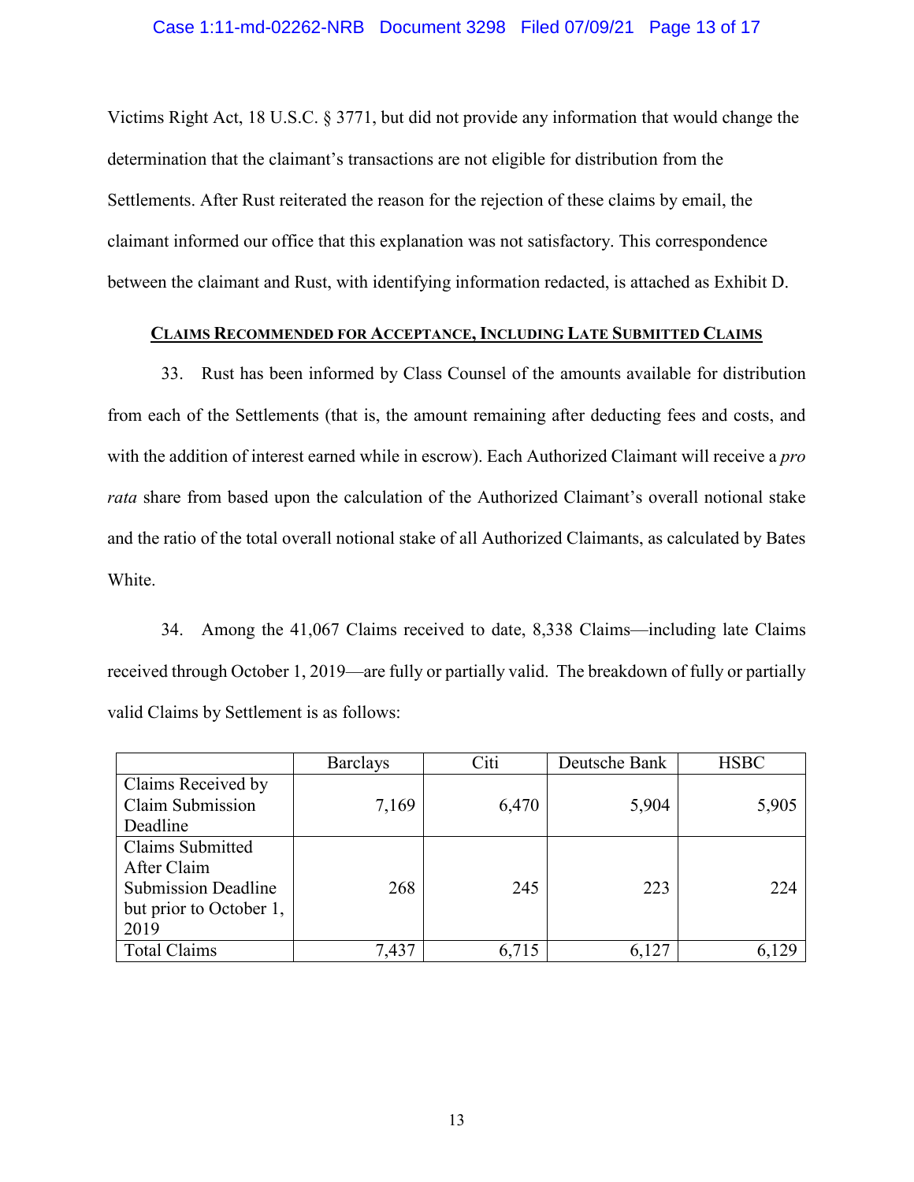Victims Right Act, 18 U.S.C. § 3771, but did not provide any information that would change the determination that the claimant's transactions are not eligible for distribution from the Settlements. After Rust reiterated the reason for the rejection of these claims by email, the claimant informed our office that this explanation was not satisfactory. This correspondence between the claimant and Rust, with identifying information redacted, is attached as Exhibit D.

## CLAIMS RECOMMENDED FOR ACCEPTANCE, INCLUDING LATE SUBMITTED CLAIMS

33. Rust has been informed by Class Counsel of the amounts available for distribution from each of the Settlements (that is, the amount remaining after deducting fees and costs, and with the addition of interest earned while in escrow). Each Authorized Claimant will receive a *pro rata* share from based upon the calculation of the Authorized Claimant's overall notional stake and the ratio of the total overall notional stake of all Authorized Claimants, as calculated by Bates White.

34. Among the 41,067 Claims received to date, 8,338 Claims—including late Claims received through October 1, 2019—are fully or partially valid. The breakdown of fully or partially valid Claims by Settlement is as follows:

| | Barclays | Citi | Deutsche Bank | HSBC |
|---|---|---|---|---|
| Claims Received by Claim Submission Deadline | 7,169 | 6,470 | 5,904 | 5,905 |
| Claims Submitted After Claim Submission Deadline but prior to October 1, 2019 | 268 | 245 | 223 | 224 |
| Total Claims | 7,437 | 6,715 | 6,127 | 6,129 |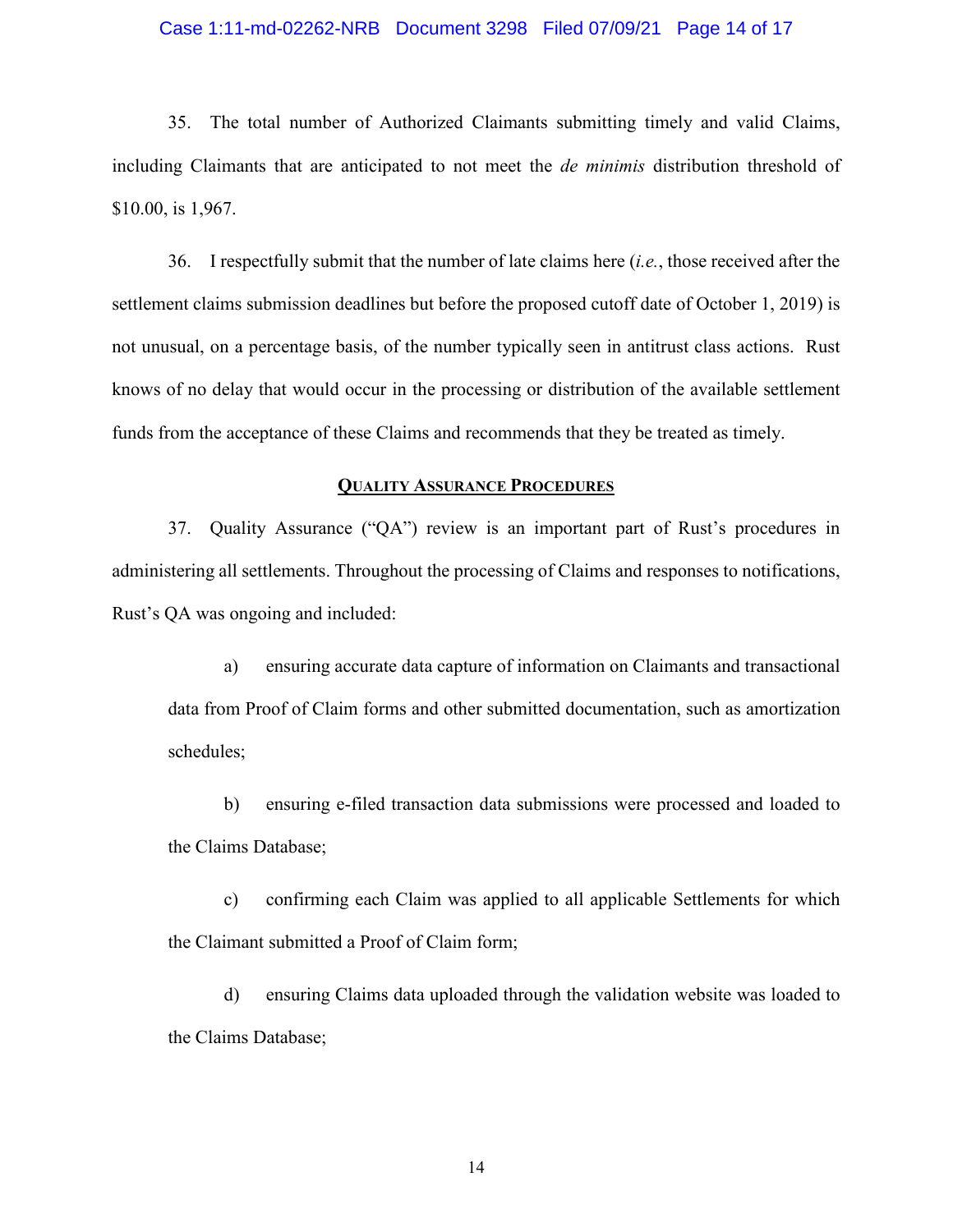35. The total number of Authorized Claimants submitting timely and valid Claims, including Claimants that are anticipated to not meet the *de minimis* distribution threshold of $10.00, is 1,967.

36. I respectfully submit that the number of late claims here (*i.e.*, those received after the settlement claims submission deadlines but before the proposed cutoff date of October 1, 2019) is not unusual, on a percentage basis, of the number typically seen in antitrust class actions. Rust knows of no delay that would occur in the processing or distribution of the available settlement funds from the acceptance of these Claims and recommends that they be treated as timely.

## Quality Assurance Procedures

37. Quality Assurance ("QA") review is an important part of Rust's procedures in administering all settlements. Throughout the processing of Claims and responses to notifications, Rust's QA was ongoing and included:

a) ensuring accurate data capture of information on Claimants and transactional data from Proof of Claim forms and other submitted documentation, such as amortization schedules;

b) ensuring e-filed transaction data submissions were processed and loaded to the Claims Database;

c) confirming each Claim was applied to all applicable Settlements for which the Claimant submitted a Proof of Claim form;

d) ensuring Claims data uploaded through the validation website was loaded to the Claims Database;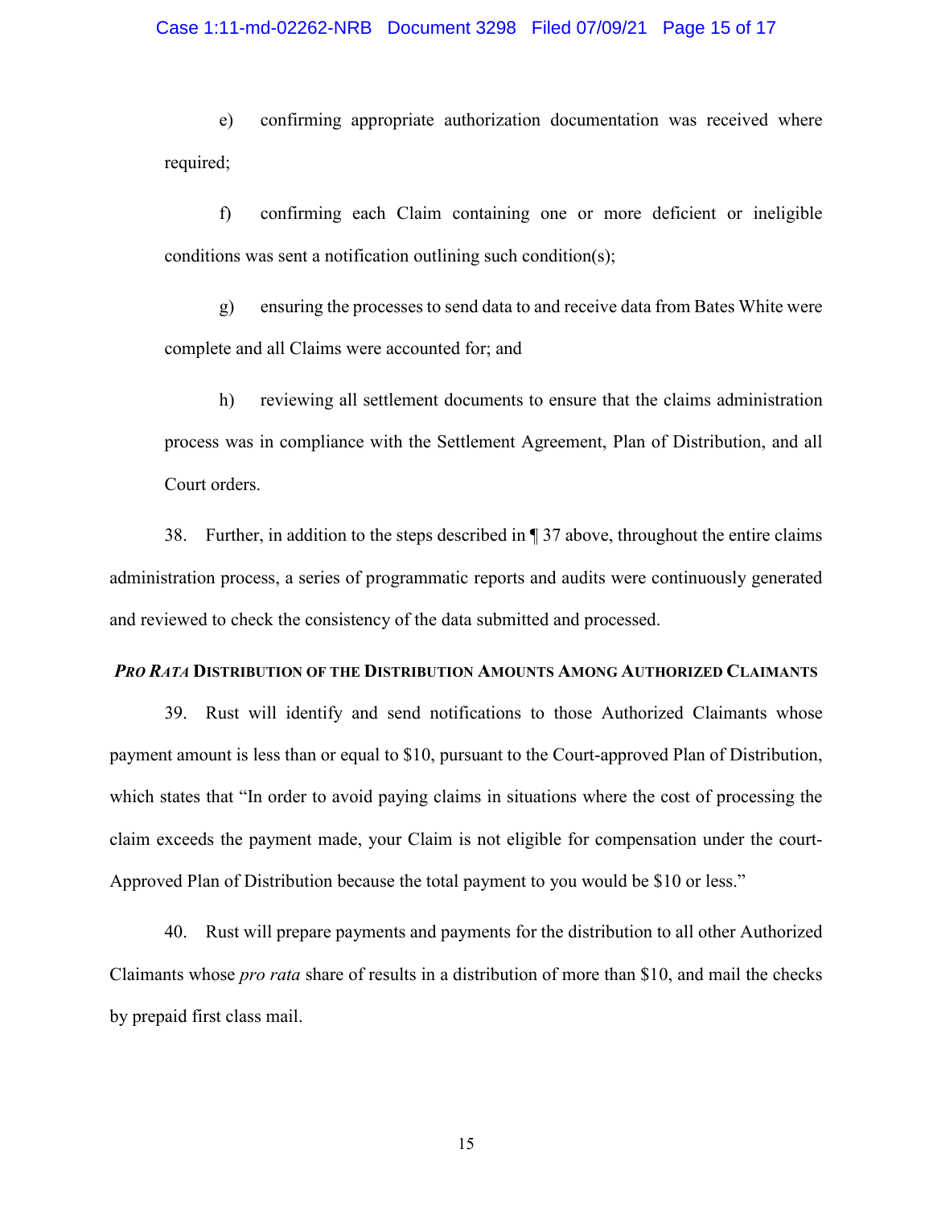e) confirming appropriate authorization documentation was received where required;

f) confirming each Claim containing one or more deficient or ineligible conditions was sent a notification outlining such condition(s);

g) ensuring the processes to send data to and receive data from Bates White were complete and all Claims were accounted for; and

h) reviewing all settlement documents to ensure that the claims administration process was in compliance with the Settlement Agreement, Plan of Distribution, and all Court orders.

38. Further, in addition to the steps described in ¶ 37 above, throughout the entire claims administration process, a series of programmatic reports and audits were continuously generated and reviewed to check the consistency of the data submitted and processed.

### ***Pro Rata*** **Distribution of the Distribution Amounts Among Authorized Claimants**

39. Rust will identify and send notifications to those Authorized Claimants whose payment amount is less than or equal to $10, pursuant to the Court-approved Plan of Distribution, which states that "In order to avoid paying claims in situations where the cost of processing the claim exceeds the payment made, your Claim is not eligible for compensation under the court-Approved Plan of Distribution because the total payment to you would be $10 or less."

40. Rust will prepare payments and payments for the distribution to all other Authorized Claimants whose *pro rata* share of results in a distribution of more than $10, and mail the checks by prepaid first class mail.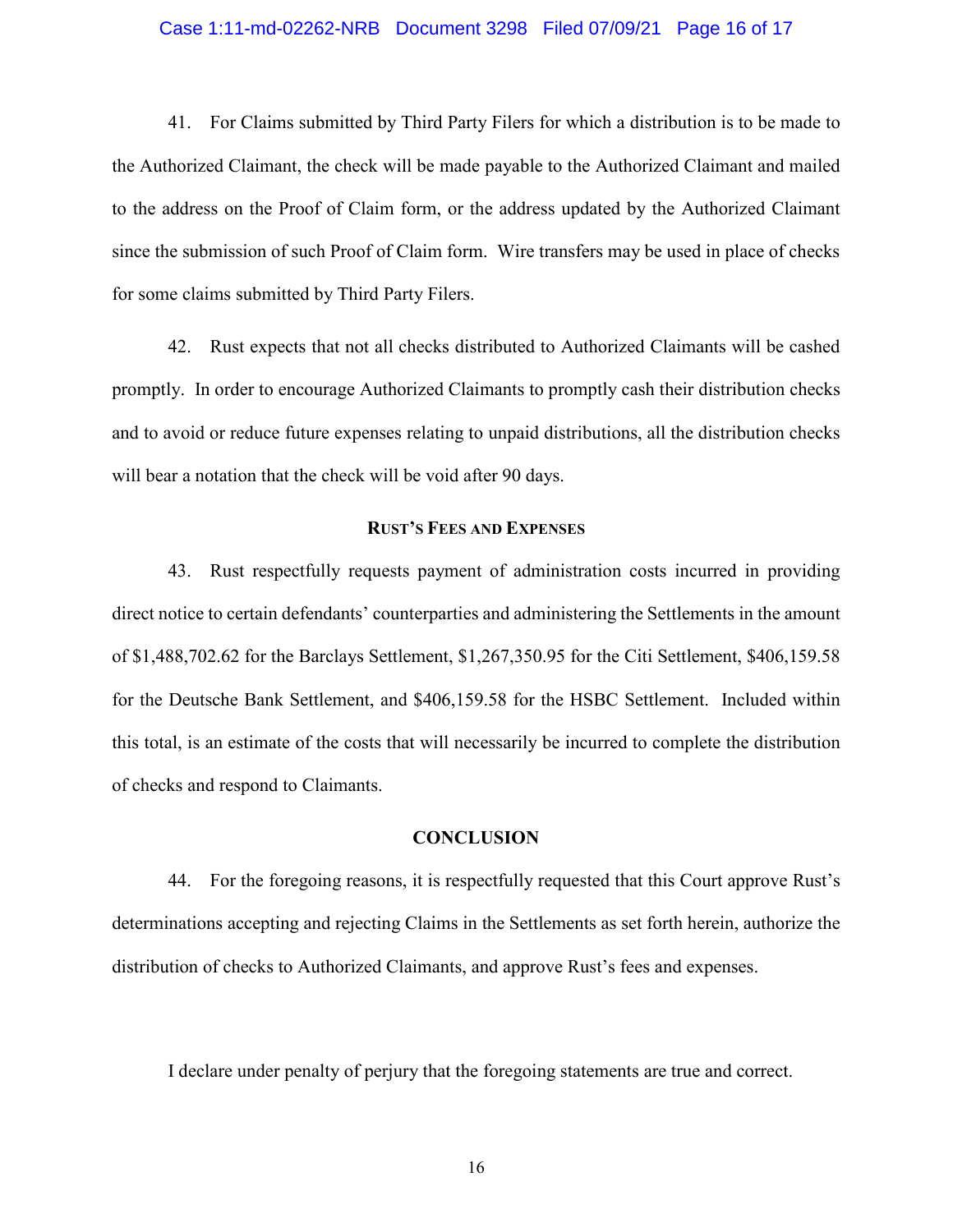41. For Claims submitted by Third Party Filers for which a distribution is to be made to the Authorized Claimant, the check will be made payable to the Authorized Claimant and mailed to the address on the Proof of Claim form, or the address updated by the Authorized Claimant since the submission of such Proof of Claim form. Wire transfers may be used in place of checks for some claims submitted by Third Party Filers.

42. Rust expects that not all checks distributed to Authorized Claimants will be cashed promptly. In order to encourage Authorized Claimants to promptly cash their distribution checks and to avoid or reduce future expenses relating to unpaid distributions, all the distribution checks will bear a notation that the check will be void after 90 days.

## RUST'S FEES AND EXPENSES

43. Rust respectfully requests payment of administration costs incurred in providing direct notice to certain defendants' counterparties and administering the Settlements in the amount of $1,488,702.62 for the Barclays Settlement, $1,267,350.95 for the Citi Settlement, $406,159.58 for the Deutsche Bank Settlement, and $406,159.58 for the HSBC Settlement. Included within this total, is an estimate of the costs that will necessarily be incurred to complete the distribution of checks and respond to Claimants.

## CONCLUSION

44. For the foregoing reasons, it is respectfully requested that this Court approve Rust's determinations accepting and rejecting Claims in the Settlements as set forth herein, authorize the distribution of checks to Authorized Claimants, and approve Rust's fees and expenses.

I declare under penalty of perjury that the foregoing statements are true and correct.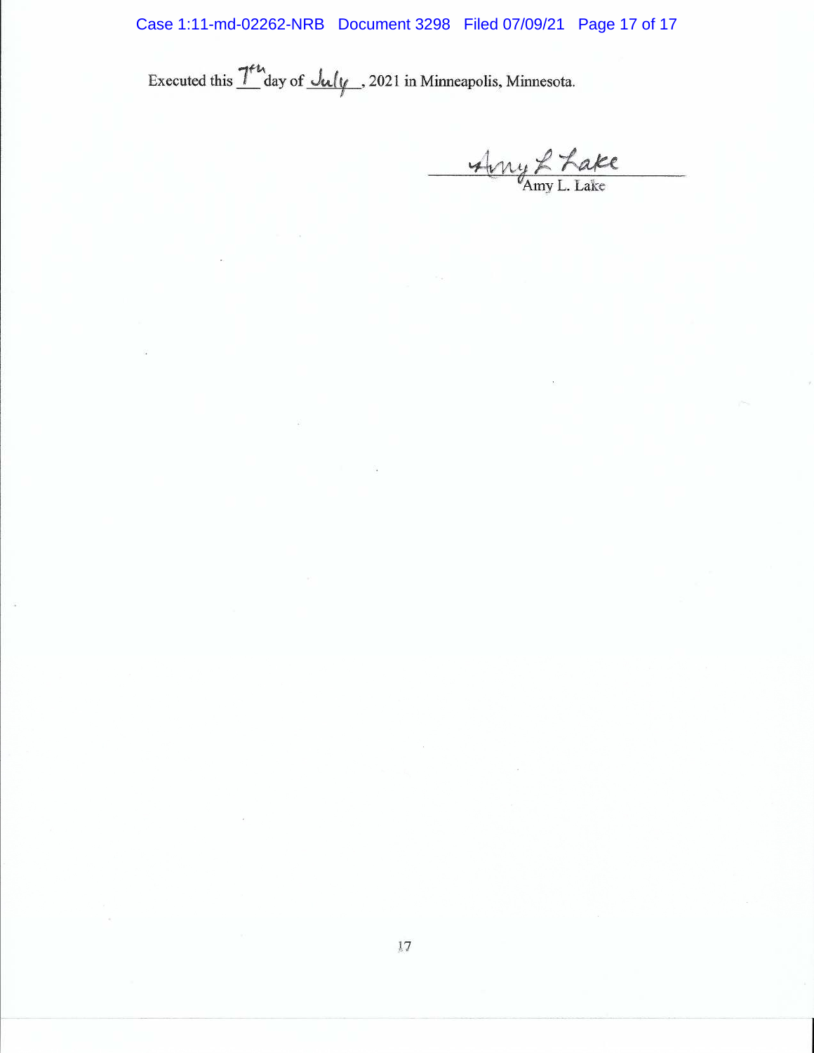Executed this 7th day of July, 2021 in Minneapolis, Minnesota.

Amy L. Lake

Amy L. Lake